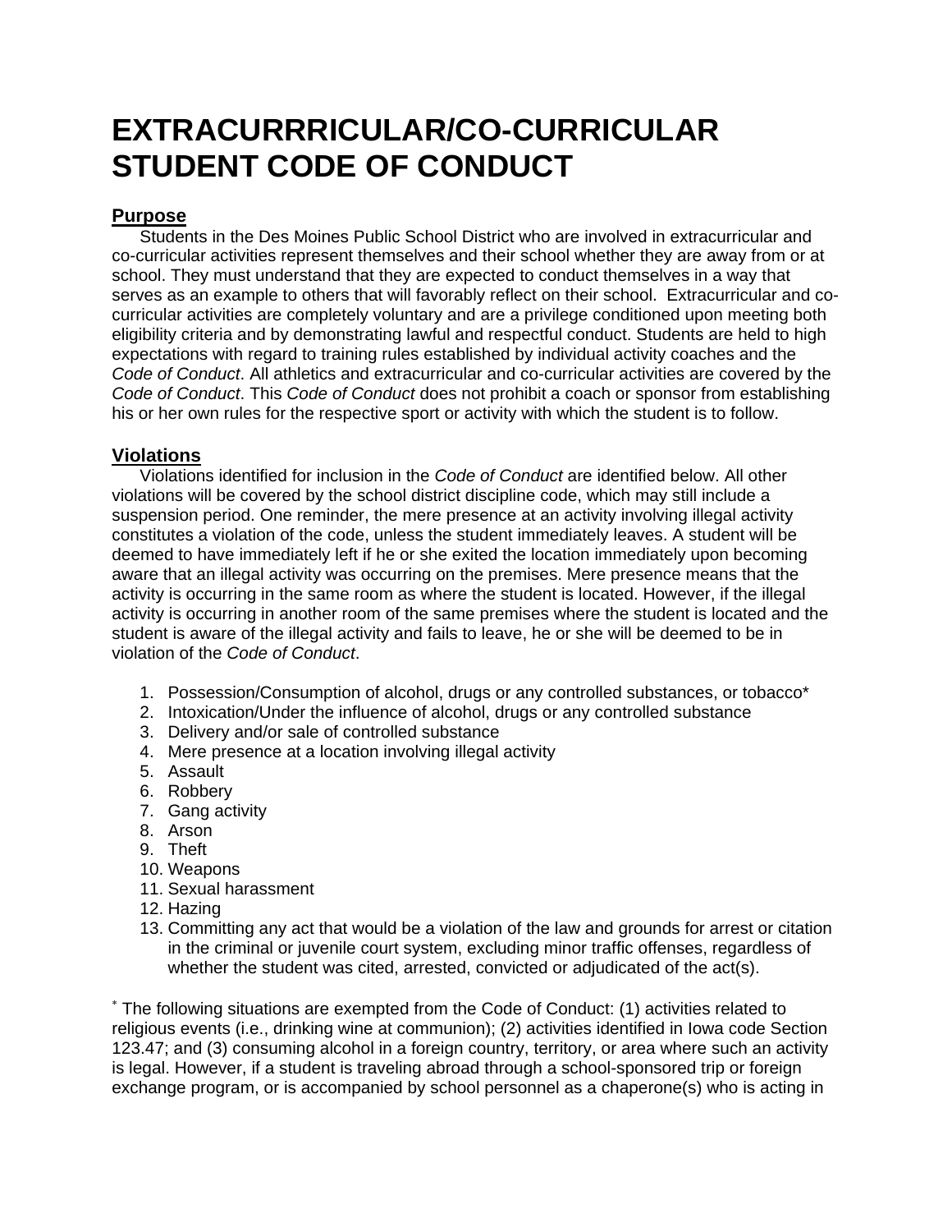# EXTRACURRRICULAR/CO-CURRICULAR STUDENT CODE OF CONDUCT

## Purpose

Students in the Des Moines Public School District who are involved in extracurricular and co-curricular activities represent themselves and their school whether they are away from or at school. They must understand that they are expected to conduct themselves in a way that serves as an example to others that will favorably reflect on their school. Extracurricular and co-curricular activities are completely voluntary and are a privilege conditioned upon meeting both eligibility criteria and by demonstrating lawful and respectful conduct. Students are held to high expectations with regard to training rules established by individual activity coaches and the *Code of Conduct*. All athletics and extracurricular and co-curricular activities are covered by the *Code of Conduct*. This *Code of Conduct* does not prohibit a coach or sponsor from establishing his or her own rules for the respective sport or activity with which the student is to follow.

## Violations

Violations identified for inclusion in the *Code of Conduct* are identified below. All other violations will be covered by the school district discipline code, which may still include a suspension period. One reminder, the mere presence at an activity involving illegal activity constitutes a violation of the code, unless the student immediately leaves. A student will be deemed to have immediately left if he or she exited the location immediately upon becoming aware that an illegal activity was occurring on the premises. Mere presence means that the activity is occurring in the same room as where the student is located. However, if the illegal activity is occurring in another room of the same premises where the student is located and the student is aware of the illegal activity and fails to leave, he or she will be deemed to be in violation of the *Code of Conduct*.

1. Possession/Consumption of alcohol, drugs or any controlled substances, or tobacco*
2. Intoxication/Under the influence of alcohol, drugs or any controlled substance
3. Delivery and/or sale of controlled substance
4. Mere presence at a location involving illegal activity
5. Assault
6. Robbery
7. Gang activity
8. Arson
9. Theft
10. Weapons
11. Sexual harassment
12. Hazing
13. Committing any act that would be a violation of the law and grounds for arrest or citation in the criminal or juvenile court system, excluding minor traffic offenses, regardless of whether the student was cited, arrested, convicted or adjudicated of the act(s).

* The following situations are exempted from the Code of Conduct: (1) activities related to religious events (i.e., drinking wine at communion); (2) activities identified in Iowa code Section 123.47; and (3) consuming alcohol in a foreign country, territory, or area where such an activity is legal. However, if a student is traveling abroad through a school-sponsored trip or foreign exchange program, or is accompanied by school personnel as a chaperone(s) who is acting in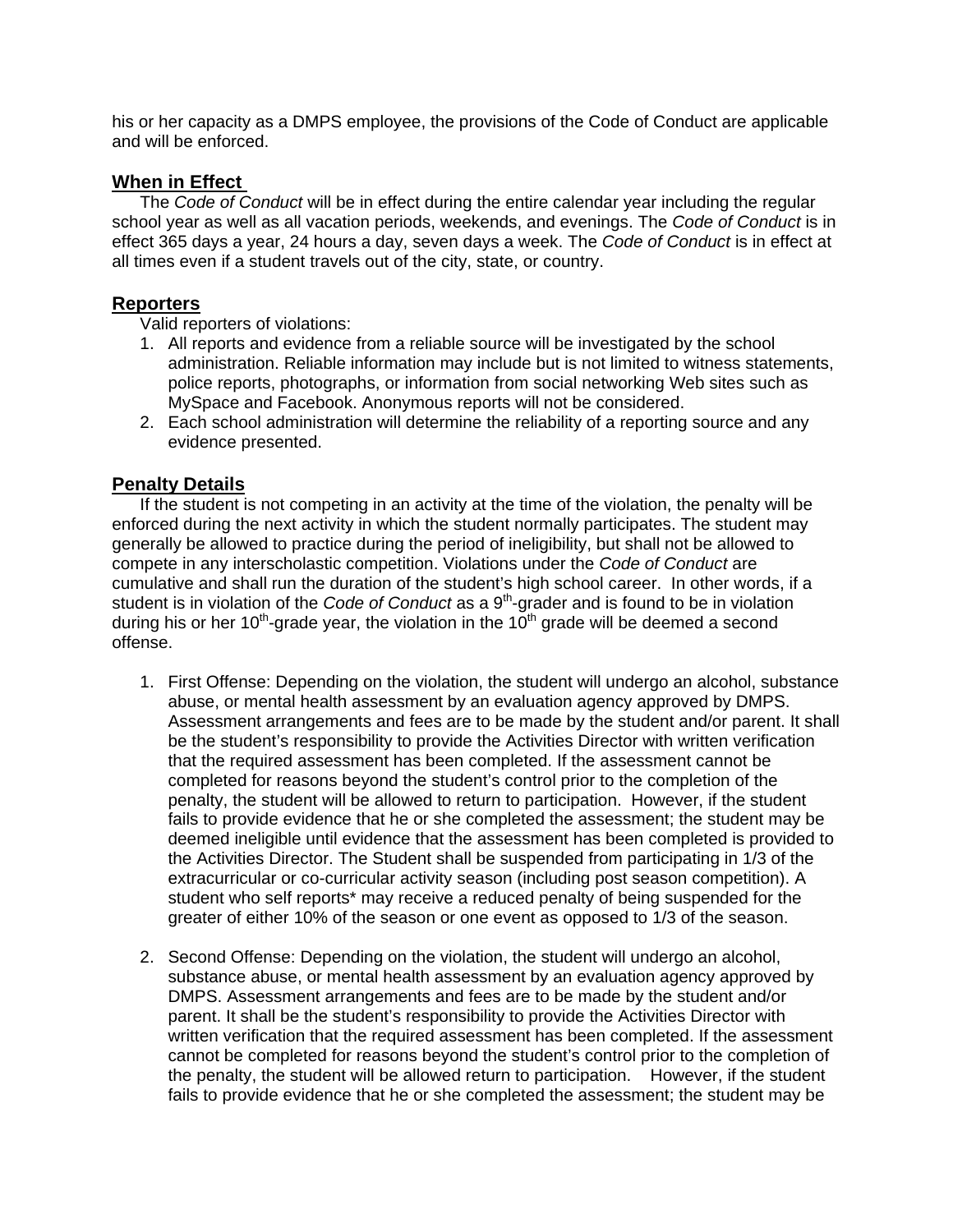his or her capacity as a DMPS employee, the provisions of the Code of Conduct are applicable and will be enforced.

## When in Effect

The *Code of Conduct* will be in effect during the entire calendar year including the regular school year as well as all vacation periods, weekends, and evenings. The *Code of Conduct* is in effect 365 days a year, 24 hours a day, seven days a week. The *Code of Conduct* is in effect at all times even if a student travels out of the city, state, or country.

## Reporters

Valid reporters of violations:

1. All reports and evidence from a reliable source will be investigated by the school administration. Reliable information may include but is not limited to witness statements, police reports, photographs, or information from social networking Web sites such as MySpace and Facebook. Anonymous reports will not be considered.
2. Each school administration will determine the reliability of a reporting source and any evidence presented.

## Penalty Details

If the student is not competing in an activity at the time of the violation, the penalty will be enforced during the next activity in which the student normally participates. The student may generally be allowed to practice during the period of ineligibility, but shall not be allowed to compete in any interscholastic competition. Violations under the *Code of Conduct* are cumulative and shall run the duration of the student's high school career. In other words, if a student is in violation of the *Code of Conduct* as a 9th-grader and is found to be in violation during his or her 10th-grade year, the violation in the 10th grade will be deemed a second offense.

1. First Offense: Depending on the violation, the student will undergo an alcohol, substance abuse, or mental health assessment by an evaluation agency approved by DMPS. Assessment arrangements and fees are to be made by the student and/or parent. It shall be the student's responsibility to provide the Activities Director with written verification that the required assessment has been completed. If the assessment cannot be completed for reasons beyond the student's control prior to the completion of the penalty, the student will be allowed to return to participation. However, if the student fails to provide evidence that he or she completed the assessment; the student may be deemed ineligible until evidence that the assessment has been completed is provided to the Activities Director. The Student shall be suspended from participating in 1/3 of the extracurricular or co-curricular activity season (including post season competition). A student who self reports* may receive a reduced penalty of being suspended for the greater of either 10% of the season or one event as opposed to 1/3 of the season.

2. Second Offense: Depending on the violation, the student will undergo an alcohol, substance abuse, or mental health assessment by an evaluation agency approved by DMPS. Assessment arrangements and fees are to be made by the student and/or parent. It shall be the student's responsibility to provide the Activities Director with written verification that the required assessment has been completed. If the assessment cannot be completed for reasons beyond the student's control prior to the completion of the penalty, the student will be allowed return to participation. However, if the student fails to provide evidence that he or she completed the assessment; the student may be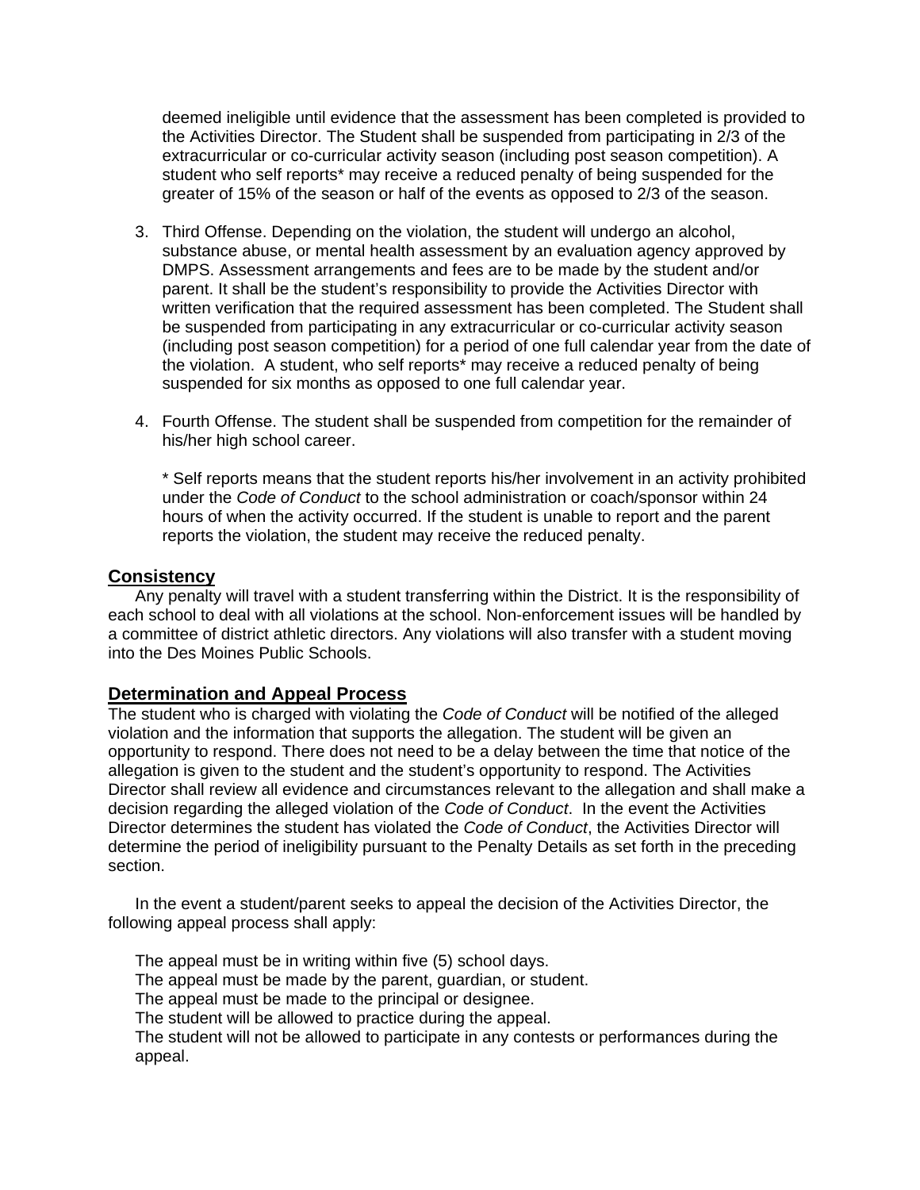deemed ineligible until evidence that the assessment has been completed is provided to the Activities Director. The Student shall be suspended from participating in 2/3 of the extracurricular or co-curricular activity season (including post season competition). A student who self reports* may receive a reduced penalty of being suspended for the greater of 15% of the season or half of the events as opposed to 2/3 of the season.

3. Third Offense. Depending on the violation, the student will undergo an alcohol, substance abuse, or mental health assessment by an evaluation agency approved by DMPS. Assessment arrangements and fees are to be made by the student and/or parent. It shall be the student's responsibility to provide the Activities Director with written verification that the required assessment has been completed. The Student shall be suspended from participating in any extracurricular or co-curricular activity season (including post season competition) for a period of one full calendar year from the date of the violation. A student, who self reports* may receive a reduced penalty of being suspended for six months as opposed to one full calendar year.

4. Fourth Offense. The student shall be suspended from competition for the remainder of his/her high school career.

   * Self reports means that the student reports his/her involvement in an activity prohibited under the *Code of Conduct* to the school administration or coach/sponsor within 24 hours of when the activity occurred. If the student is unable to report and the parent reports the violation, the student may receive the reduced penalty.

## Consistency

Any penalty will travel with a student transferring within the District. It is the responsibility of each school to deal with all violations at the school. Non-enforcement issues will be handled by a committee of district athletic directors. Any violations will also transfer with a student moving into the Des Moines Public Schools.

## Determination and Appeal Process

The student who is charged with violating the *Code of Conduct* will be notified of the alleged violation and the information that supports the allegation. The student will be given an opportunity to respond. There does not need to be a delay between the time that notice of the allegation is given to the student and the student's opportunity to respond. The Activities Director shall review all evidence and circumstances relevant to the allegation and shall make a decision regarding the alleged violation of the *Code of Conduct*. In the event the Activities Director determines the student has violated the *Code of Conduct*, the Activities Director will determine the period of ineligibility pursuant to the Penalty Details as set forth in the preceding section.

In the event a student/parent seeks to appeal the decision of the Activities Director, the following appeal process shall apply:

The appeal must be in writing within five (5) school days.
The appeal must be made by the parent, guardian, or student.
The appeal must be made to the principal or designee.
The student will be allowed to practice during the appeal.
The student will not be allowed to participate in any contests or performances during the appeal.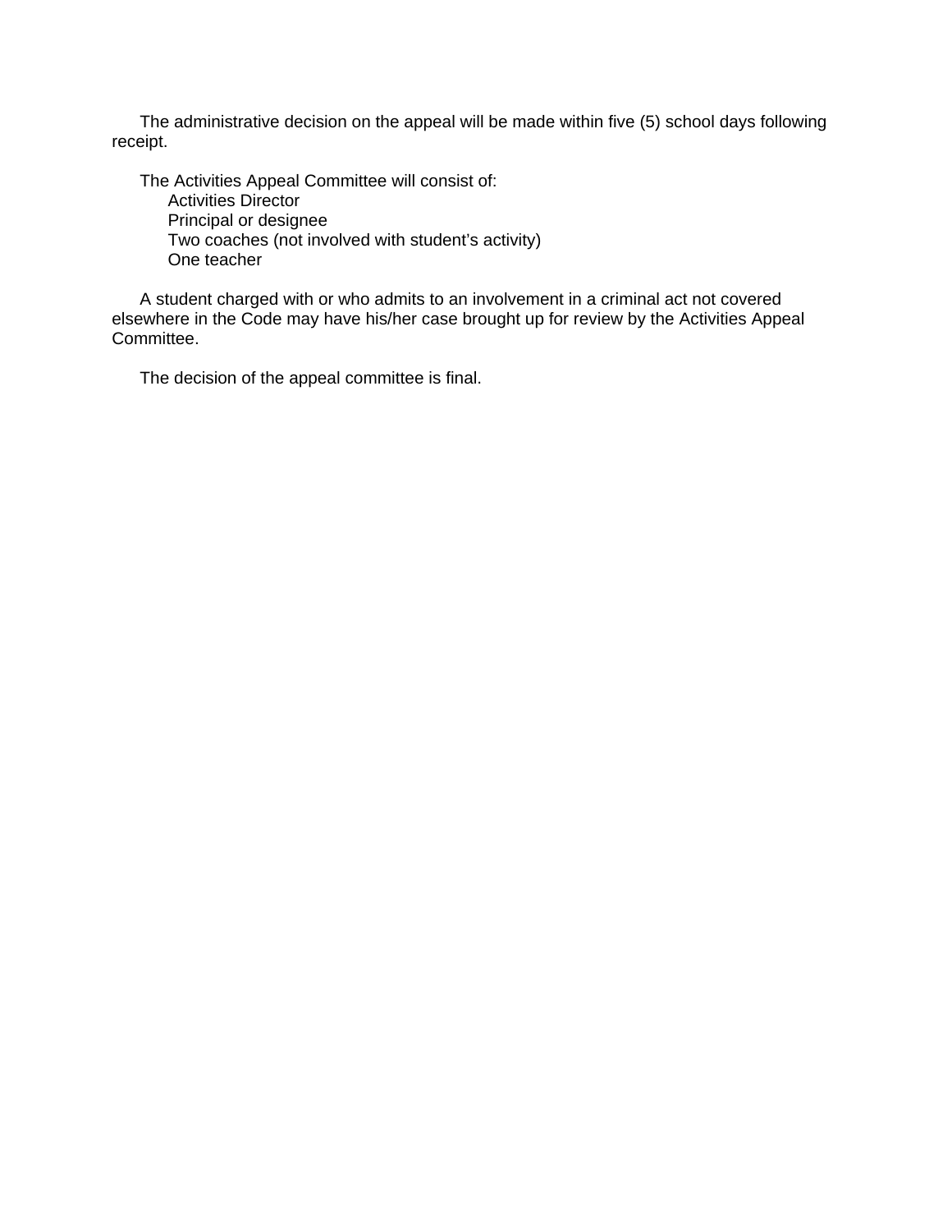The administrative decision on the appeal will be made within five (5) school days following receipt.

The Activities Appeal Committee will consist of:

- Activities Director
- Principal or designee
- Two coaches (not involved with student's activity)
- One teacher

A student charged with or who admits to an involvement in a criminal act not covered elsewhere in the Code may have his/her case brought up for review by the Activities Appeal Committee.

The decision of the appeal committee is final.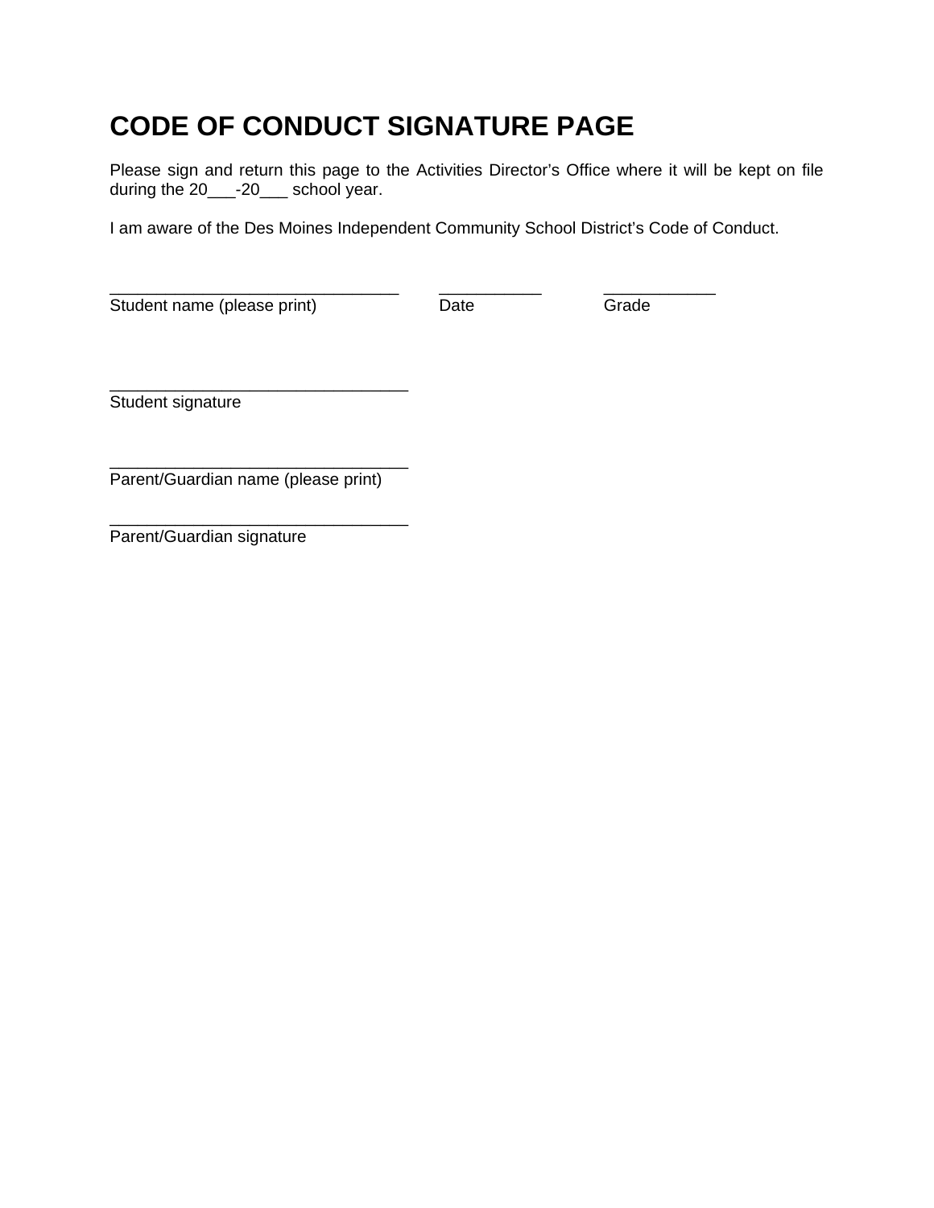# CODE OF CONDUCT SIGNATURE PAGE

Please sign and return this page to the Activities Director's Office where it will be kept on file during the 20___-20___ school year.

I am aware of the Des Moines Independent Community School District's Code of Conduct.

_______________________________ ___________ ____________
Student name (please print) Date Grade

________________________________
Student signature

________________________________
Parent/Guardian name (please print)

________________________________
Parent/Guardian signature